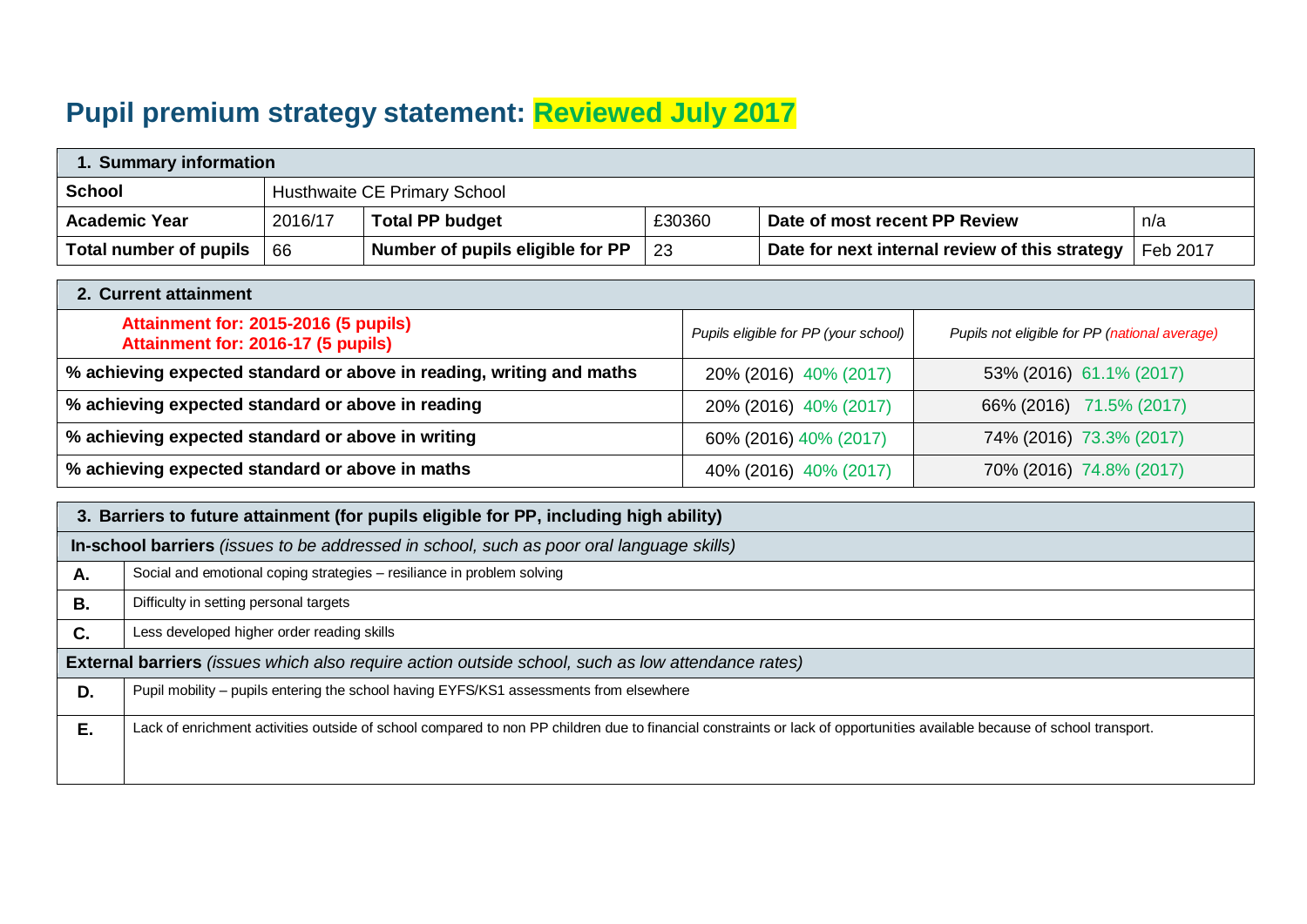# Pupil premium strategy statement: Reviewed July 2017

| 1. Summary information | | | | | |
|---|---|---|---|---|---|
| **School** | Husthwaite CE Primary School | | | | |
| **Academic Year** | 2016/17 | **Total PP budget** | £30360 | **Date of most recent PP Review** | n/a |
| **Total number of pupils** | 66 | **Number of pupils eligible for PP** | 23 | **Date for next internal review of this strategy** | Feb 2017 |

| 2. Current attainment | | |
|---|---|---|
| **Attainment for: 2015-2016 (5 pupils)**<br>**Attainment for: 2016-17 (5 pupils)** | *Pupils eligible for PP (your school)* | *Pupils not eligible for PP (national average)* |
| **% achieving expected standard or above in reading, writing and maths** | 20% (2016) 40% (2017) | 53% (2016) 61.1% (2017) |
| **% achieving expected standard or above in reading** | 20% (2016) 40% (2017) | 66% (2016) 71.5% (2017) |
| **% achieving expected standard or above in writing** | 60% (2016) 40% (2017) | 74% (2016) 73.3% (2017) |
| **% achieving expected standard or above in maths** | 40% (2016) 40% (2017) | 70% (2016) 74.8% (2017) |

| 3. Barriers to future attainment (for pupils eligible for PP, including high ability) | |
|---|---|
| **In-school barriers** *(issues to be addressed in school, such as poor oral language skills)* | |
| **A.** | Social and emotional coping strategies – resiliance in problem solving |
| **B.** | Difficulty in setting personal targets |
| **C.** | Less developed higher order reading skills |
| **External barriers** *(issues which also require action outside school, such as low attendance rates)* | |
| **D.** | Pupil mobility – pupils entering the school having EYFS/KS1 assessments from elsewhere |
| **E.** | Lack of enrichment activities outside of school compared to non PP children due to financial constraints or lack of opportunities available because of school transport. |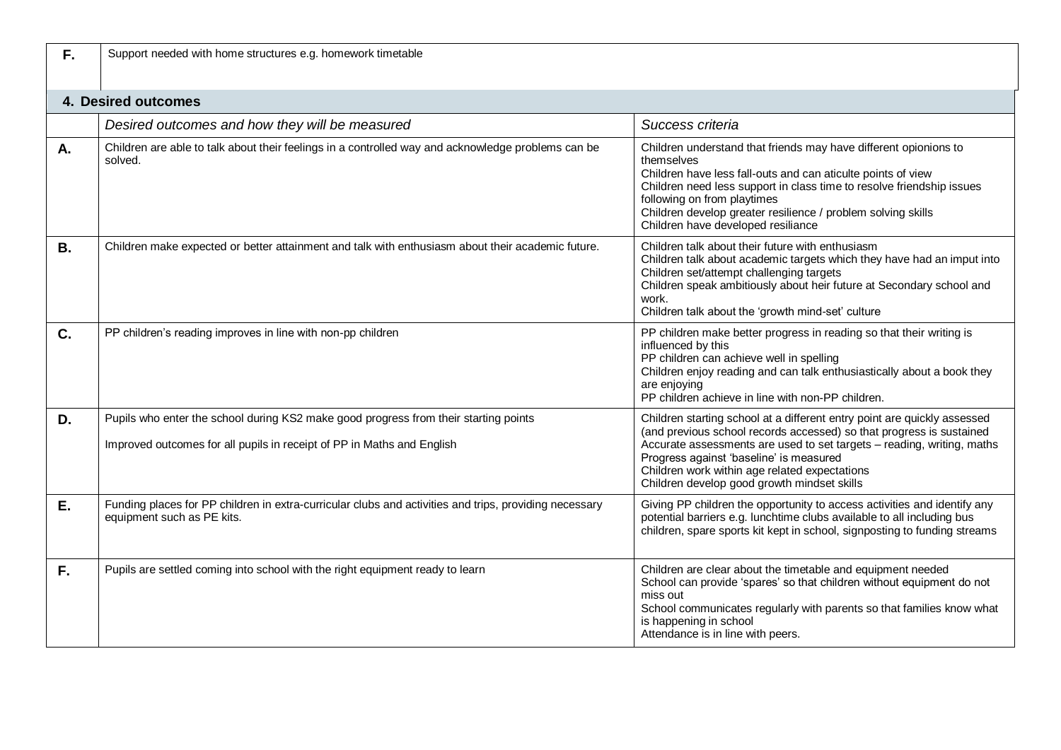| F. | Support needed with home structures e.g. homework timetable |
|---|---|

## 4. Desired outcomes

| | *Desired outcomes and how they will be measured* | *Success criteria* |
|---|---|---|
| **A.** | Children are able to talk about their feelings in a controlled way and acknowledge problems can be solved. | Children understand that friends may have different opionions to themselves<br>Children have less fall-outs and can aticulte points of view<br>Children need less support in class time to resolve friendship issues following on from playtimes<br>Children develop greater resilience / problem solving skills<br>Children have developed resiliance |
| **B.** | Children make expected or better attainment and talk with enthusiasm about their academic future. | Children talk about their future with enthusiasm<br>Children talk about academic targets which they have had an imput into<br>Children set/attempt challenging targets<br>Children speak ambitiously about heir future at Secondary school and work.<br>Children talk about the 'growth mind-set' culture |
| **C.** | PP children's reading improves in line with non-pp children | PP children make better progress in reading so that their writing is influenced by this<br>PP children can achieve well in spelling<br>Children enjoy reading and can talk enthusiastically about a book they are enjoying<br>PP children achieve in line with non-PP children. |
| **D.** | Pupils who enter the school during KS2 make good progress from their starting points<br><br>Improved outcomes for all pupils in receipt of PP in Maths and English | Children starting school at a different entry point are quickly assessed (and previous school records accessed) so that progress is sustained<br>Accurate assessments are used to set targets – reading, writing, maths<br>Progress against 'baseline' is measured<br>Children work within age related expectations<br>Children develop good growth mindset skills |
| **E.** | Funding places for PP children in extra-curricular clubs and activities and trips, providing necessary equipment such as PE kits. | Giving PP children the opportunity to access activities and identify any potential barriers e.g. lunchtime clubs available to all including bus children, spare sports kit kept in school, signposting to funding streams |
| **F.** | Pupils are settled coming into school with the right equipment ready to learn | Children are clear about the timetable and equipment needed<br>School can provide 'spares' so that children without equipment do not miss out<br>School communicates regularly with parents so that families know what is happening in school<br>Attendance is in line with peers. |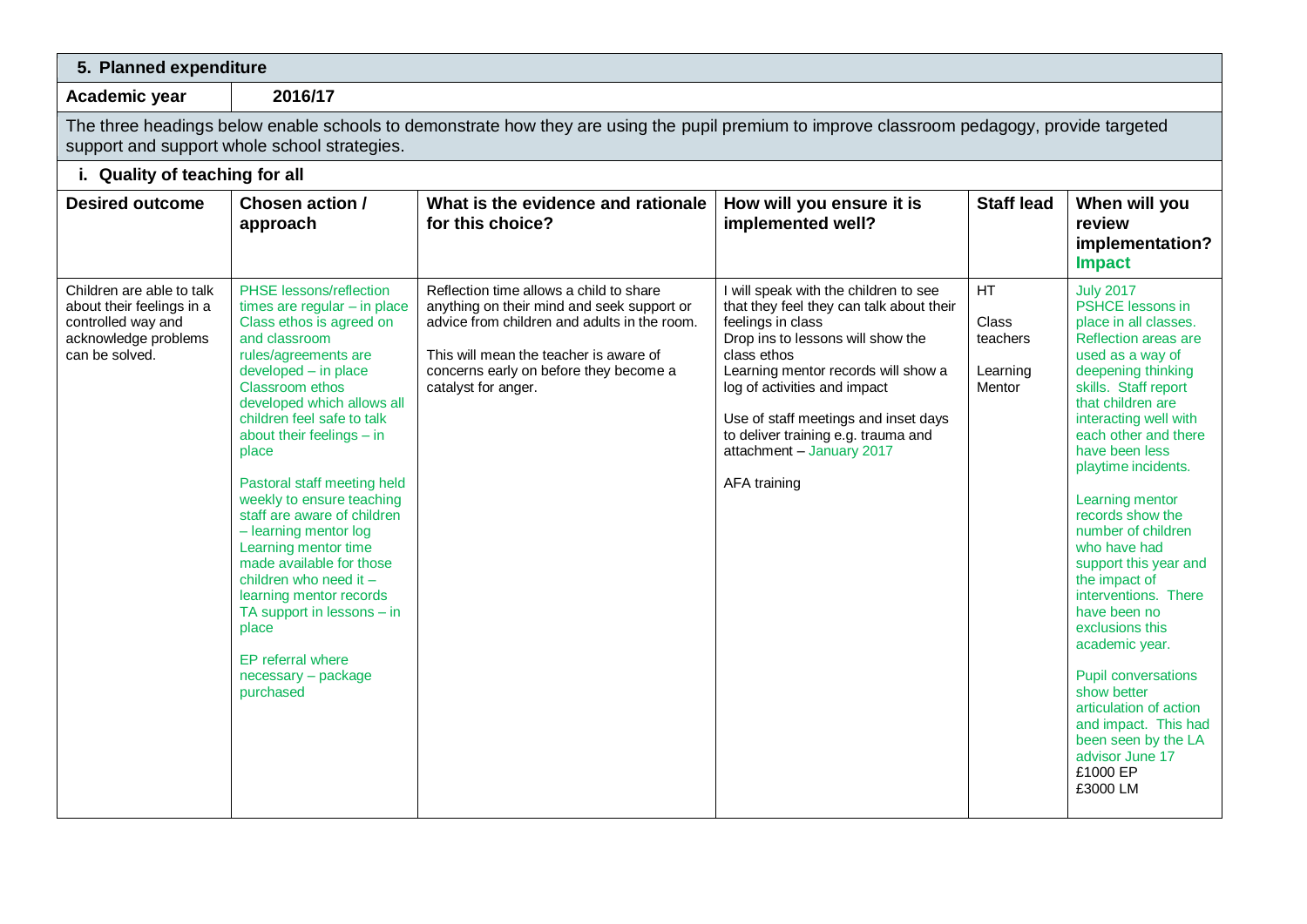## 5. Planned expenditure

**Academic year** **2016/17**

The three headings below enable schools to demonstrate how they are using the pupil premium to improve classroom pedagogy, provide targeted support and support whole school strategies.

### i. Quality of teaching for all

| Desired outcome | Chosen action / approach | What is the evidence and rationale for this choice? | How will you ensure it is implemented well? | Staff lead | When will you review implementation? **Impact** |
|---|---|---|---|---|---|
| Children are able to talk about their feelings in a controlled way and acknowledge problems can be solved. | PHSE lessons/reflection times are regular – in place<br>Class ethos is agreed on and classroom rules/agreements are developed – in place<br>Classroom ethos developed which allows all children feel safe to talk about their feelings – in place<br><br>Pastoral staff meeting held weekly to ensure teaching staff are aware of children – learning mentor log<br>Learning mentor time made available for those children who need it – learning mentor records<br>TA support in lessons – in place<br><br>EP referral where necessary – package purchased | Reflection time allows a child to share anything on their mind and seek support or advice from children and adults in the room.<br><br>This will mean the teacher is aware of concerns early on before they become a catalyst for anger. | I will speak with the children to see that they feel they can talk about their feelings in class<br>Drop ins to lessons will show the class ethos<br>Learning mentor records will show a log of activities and impact<br><br>Use of staff meetings and inset days to deliver training e.g. trauma and attachment – January 2017<br><br>AFA training | HT<br><br>Class teachers<br><br>Learning Mentor | July 2017<br>PSHCE lessons in place in all classes. Reflection areas are used as a way of deepening thinking skills. Staff report that children are interacting well with each other and there have been less playtime incidents.<br><br>Learning mentor records show the number of children who have had support this year and the impact of interventions. There have been no exclusions this academic year.<br><br>Pupil conversations show better articulation of action and impact. This had been seen by the LA advisor June 17<br>£1000 EP<br>£3000 LM |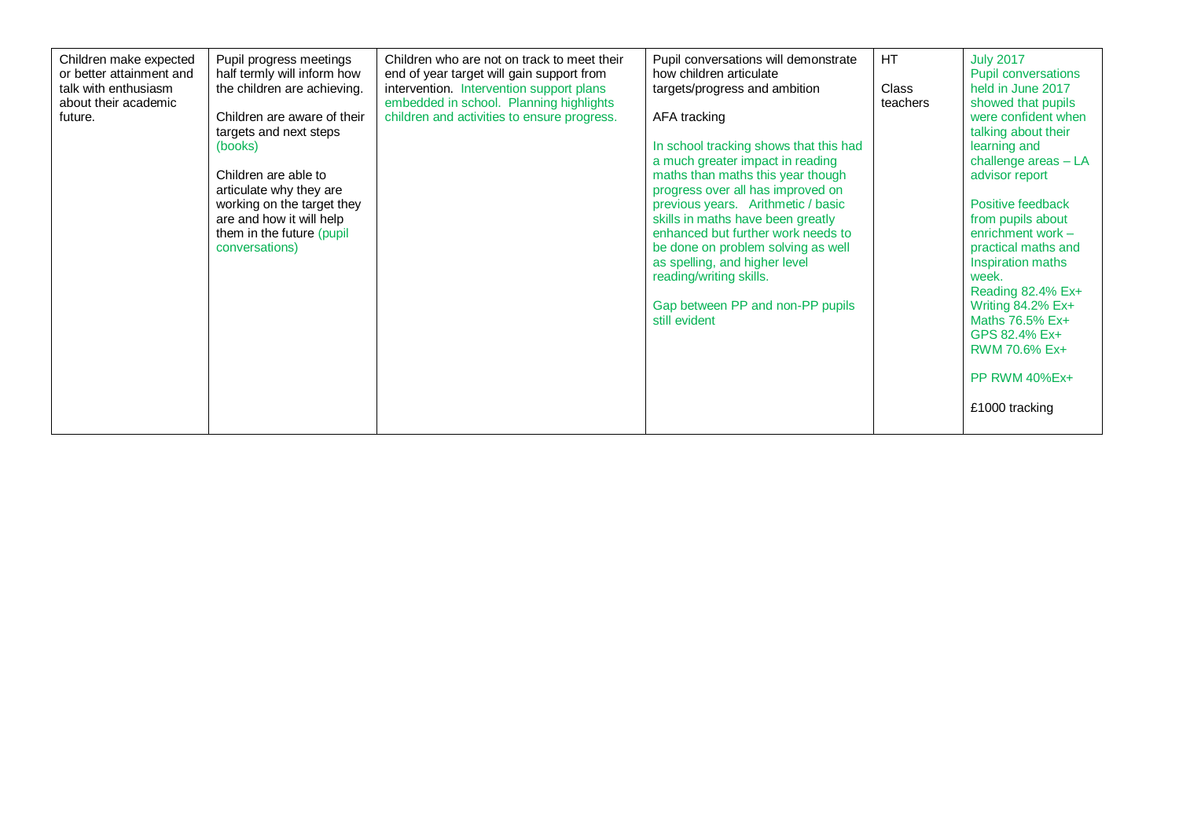| | | | | | |
|---|---|---|---|---|---|
| Children make expected or better attainment and talk with enthusiasm about their academic future. | Pupil progress meetings half termly will inform how the children are achieving.<br><br>Children are aware of their targets and next steps (books)<br><br>Children are able to articulate why they are working on the target they are and how it will help them in the future (pupil conversations) | Children who are not on track to meet their end of year target will gain support from intervention. Intervention support plans embedded in school. Planning highlights children and activities to ensure progress. | Pupil conversations will demonstrate how children articulate targets/progress and ambition<br><br>AFA tracking<br><br>In school tracking shows that this had a much greater impact in reading maths than maths this year though progress over all has improved on previous years. Arithmetic / basic skills in maths have been greatly enhanced but further work needs to be done on problem solving as well as spelling, and higher level reading/writing skills.<br><br>Gap between PP and non-PP pupils still evident | HT<br><br>Class teachers | July 2017<br>Pupil conversations held in June 2017 showed that pupils were confident when talking about their learning and challenge areas – LA advisor report<br><br>Positive feedback from pupils about enrichment work – practical maths and Inspiration maths week.<br>Reading 82.4% Ex+<br>Writing 84.2% Ex+<br>Maths 76.5% Ex+<br>GPS 82.4% Ex+<br>RWM 70.6% Ex+<br><br>PP RWM 40%Ex+<br><br>£1000 tracking |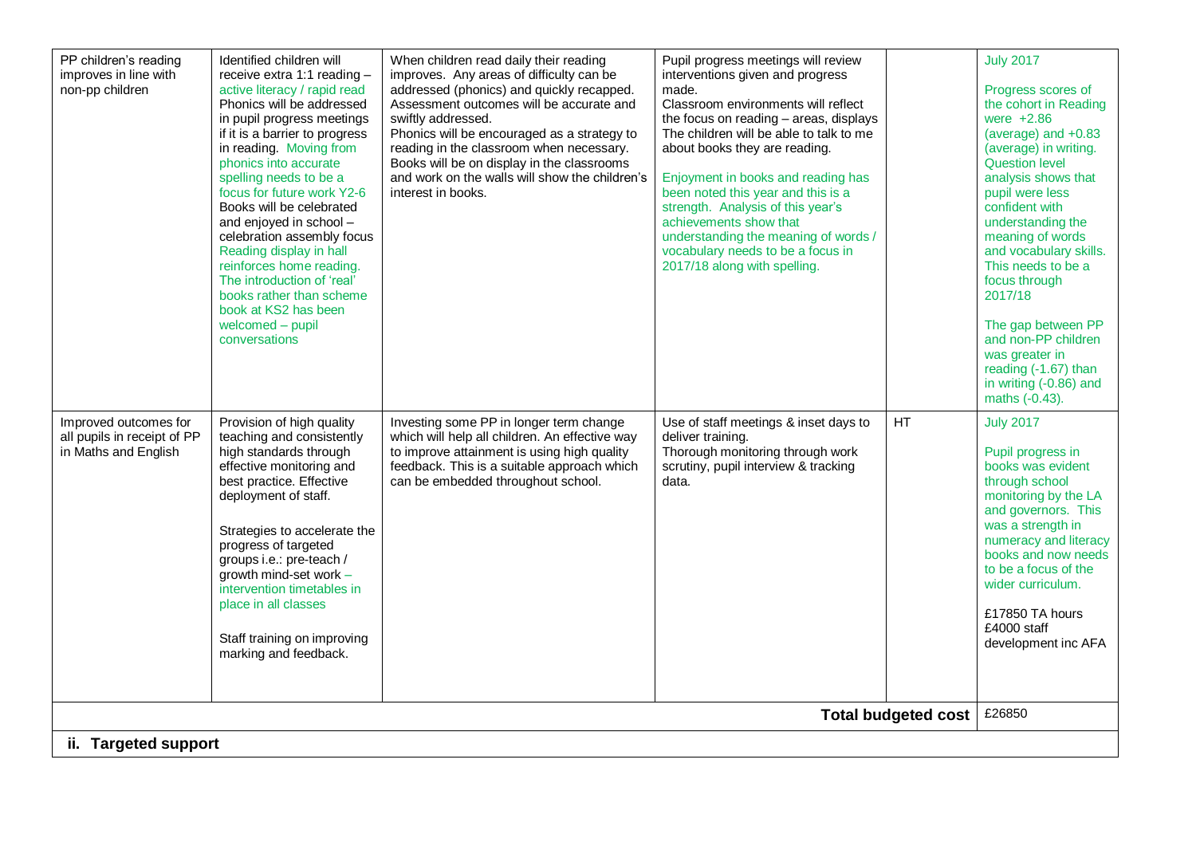| PP children's reading improves in line with non-pp children | Identified children will receive extra 1:1 reading – active literacy / rapid read<br>Phonics will be addressed in pupil progress meetings if it is a barrier to progress in reading. Moving from phonics into accurate spelling needs to be a focus for future work Y2-6<br>Books will be celebrated and enjoyed in school – celebration assembly focus<br>Reading display in hall reinforces home reading.<br>The introduction of 'real' books rather than scheme book at KS2 has been welcomed – pupil conversations | When children read daily their reading improves. Any areas of difficulty can be addressed (phonics) and quickly recapped. Assessment outcomes will be accurate and swiftly addressed.<br>Phonics will be encouraged as a strategy to reading in the classroom when necessary.<br>Books will be on display in the classrooms and work on the walls will show the children's interest in books. | Pupil progress meetings will review interventions given and progress made.<br>Classroom environments will reflect the focus on reading – areas, displays<br>The children will be able to talk to me about books they are reading.<br><br>Enjoyment in books and reading has been noted this year and this is a strength. Analysis of this year's achievements show that understanding the meaning of words / vocabulary needs to be a focus in 2017/18 along with spelling. | | July 2017<br><br>Progress scores of the cohort in Reading were +2.86 (average) and +0.83 (average) in writing. Question level analysis shows that pupil were less confident with understanding the meaning of words and vocabulary skills. This needs to be a focus through 2017/18<br><br>The gap between PP and non-PP children was greater in reading (-1.67) than in writing (-0.86) and maths (-0.43). |
|---|---|---|---|---|---|
| Improved outcomes for all pupils in receipt of PP in Maths and English | Provision of high quality teaching and consistently high standards through effective monitoring and best practice. Effective deployment of staff.<br><br>Strategies to accelerate the progress of targeted groups i.e.: pre-teach / growth mind-set work – intervention timetables in place in all classes<br><br>Staff training on improving marking and feedback. | Investing some PP in longer term change which will help all children. An effective way to improve attainment is using high quality feedback. This is a suitable approach which can be embedded throughout school. | Use of staff meetings & inset days to deliver training.<br>Thorough monitoring through work scrutiny, pupil interview & tracking data. | HT | July 2017<br><br>Pupil progress in books was evident through school monitoring by the LA and governors. This was a strength in numeracy and literacy books and now needs to be a focus of the wider curriculum.<br><br>£17850 TA hours<br>£4000 staff development inc AFA |
| | | | | **Total budgeted cost** | £26850 |

**ii. Targeted support**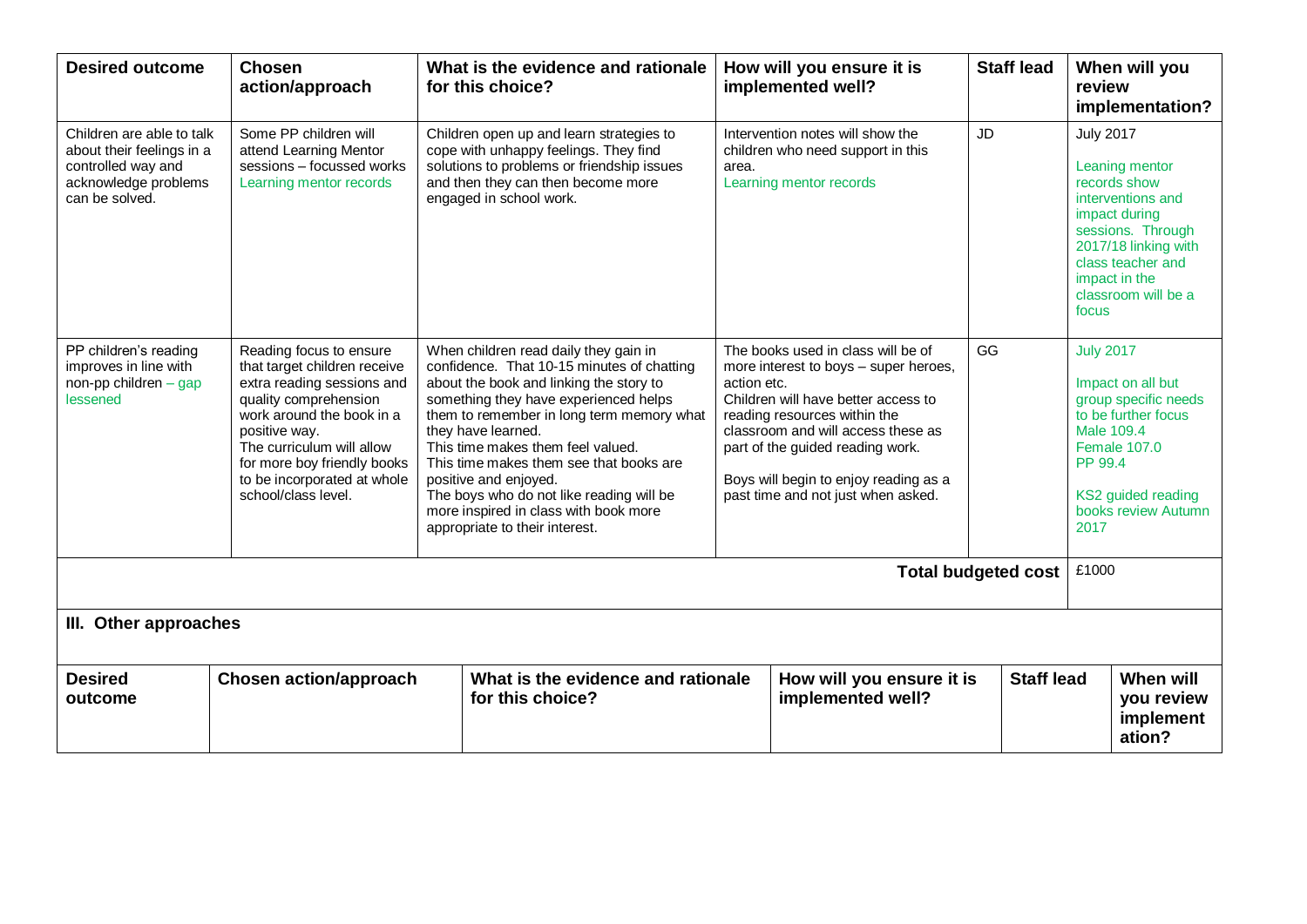| Desired outcome | Chosen action/approach | What is the evidence and rationale for this choice? | How will you ensure it is implemented well? | Staff lead | When will you review implementation? |
|---|---|---|---|---|---|
| Children are able to talk about their feelings in a controlled way and acknowledge problems can be solved. | Some PP children will attend Learning Mentor sessions – focussed works Learning mentor records | Children open up and learn strategies to cope with unhappy feelings. They find solutions to problems or friendship issues and then they can then become more engaged in school work. | Intervention notes will show the children who need support in this area. Learning mentor records | JD | July 2017<br><br>Leaning mentor records show interventions and impact during sessions. Through 2017/18 linking with class teacher and impact in the classroom will be a focus |
| PP children's reading improves in line with non-pp children – gap lessened | Reading focus to ensure that target children receive extra reading sessions and quality comprehension work around the book in a positive way.<br>The curriculum will allow for more boy friendly books to be incorporated at whole school/class level. | When children read daily they gain in confidence. That 10-15 minutes of chatting about the book and linking the story to something they have experienced helps them to remember in long term memory what they have learned.<br>This time makes them feel valued.<br>This time makes them see that books are positive and enjoyed.<br>The boys who do not like reading will be more inspired in class with book more appropriate to their interest. | The books used in class will be of more interest to boys – super heroes, action etc.<br>Children will have better access to reading resources within the classroom and will access these as part of the guided reading work.<br><br>Boys will begin to enjoy reading as a past time and not just when asked. | GG | July 2017<br><br>Impact on all but group specific needs to be further focus<br>Male 109.4<br>Female 107.0<br>PP 99.4<br><br>KS2 guided reading books review Autumn 2017 |
| | | | | **Total budgeted cost** | £1000 |

## III. Other approaches

| Desired outcome | Chosen action/approach | What is the evidence and rationale for this choice? | How will you ensure it is implemented well? | Staff lead | When will you review implementation? |
|---|---|---|---|---|---|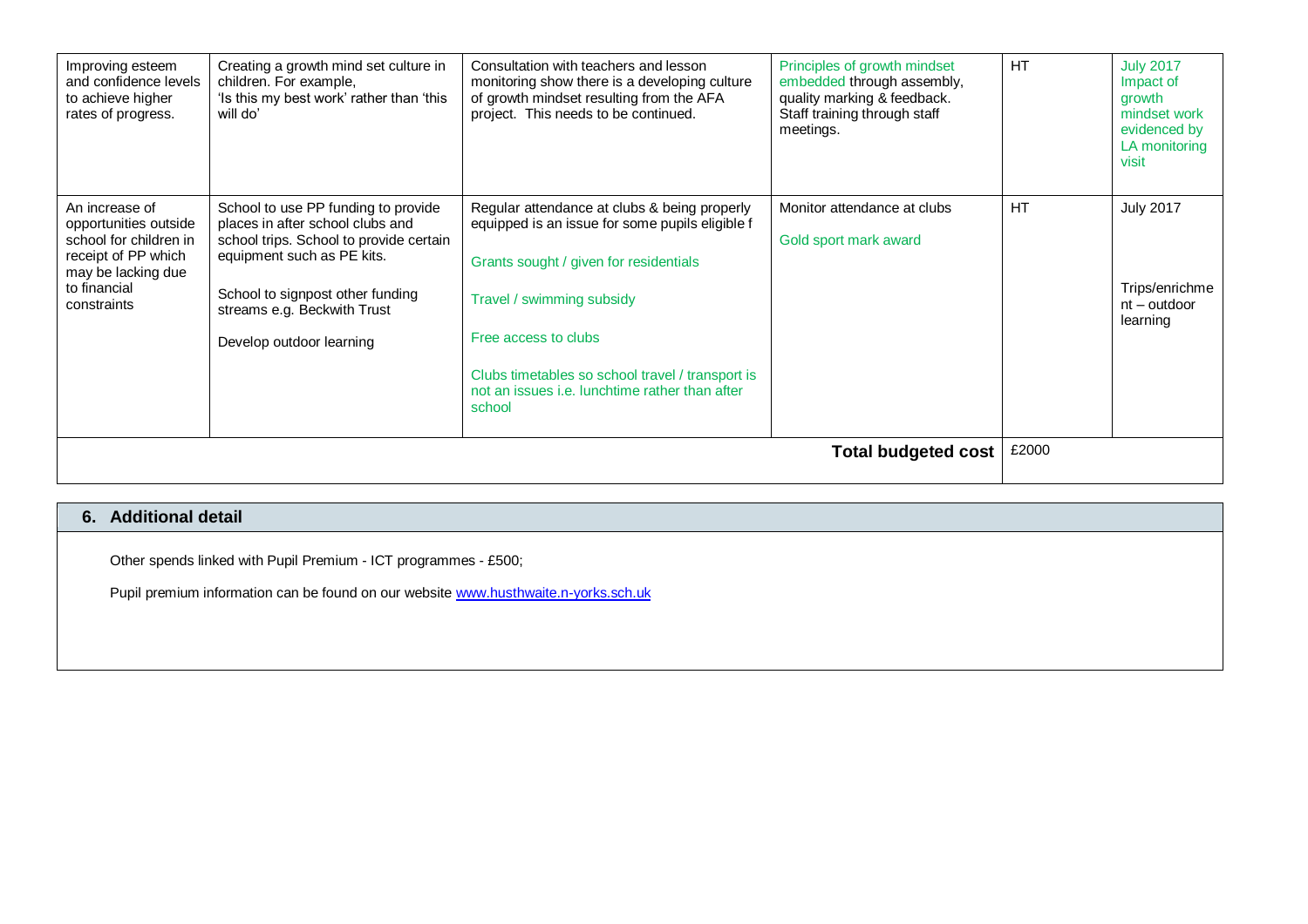| | | | | | |
|---|---|---|---|---|---|
| Improving esteem and confidence levels to achieve higher rates of progress. | Creating a growth mind set culture in children. For example, 'Is this my best work' rather than 'this will do' | Consultation with teachers and lesson monitoring show there is a developing culture of growth mindset resulting from the AFA project. This needs to be continued. | Principles of growth mindset embedded through assembly, quality marking & feedback. Staff training through staff meetings. | HT | July 2017 Impact of growth mindset work evidenced by LA monitoring visit |
| An increase of opportunities outside school for children in receipt of PP which may be lacking due to financial constraints | School to use PP funding to provide places in after school clubs and school trips. School to provide certain equipment such as PE kits.<br><br>School to signpost other funding streams e.g. Beckwith Trust<br><br>Develop outdoor learning | Regular attendance at clubs & being properly equipped is an issue for some pupils eligible f<br><br>Grants sought / given for residentials<br><br>Travel / swimming subsidy<br><br>Free access to clubs<br><br>Clubs timetables so school travel / transport is not an issues i.e. lunchtime rather than after school | Monitor attendance at clubs<br><br>Gold sport mark award | HT | July 2017<br><br>Trips/enrichment – outdoor learning |
| | | | **Total budgeted cost** | £2000 | |

## 6. Additional detail

Other spends linked with Pupil Premium - ICT programmes - £500;

Pupil premium information can be found on our website [www.husthwaite.n-yorks.sch.uk](http://www.husthwaite.n-yorks.sch.uk)